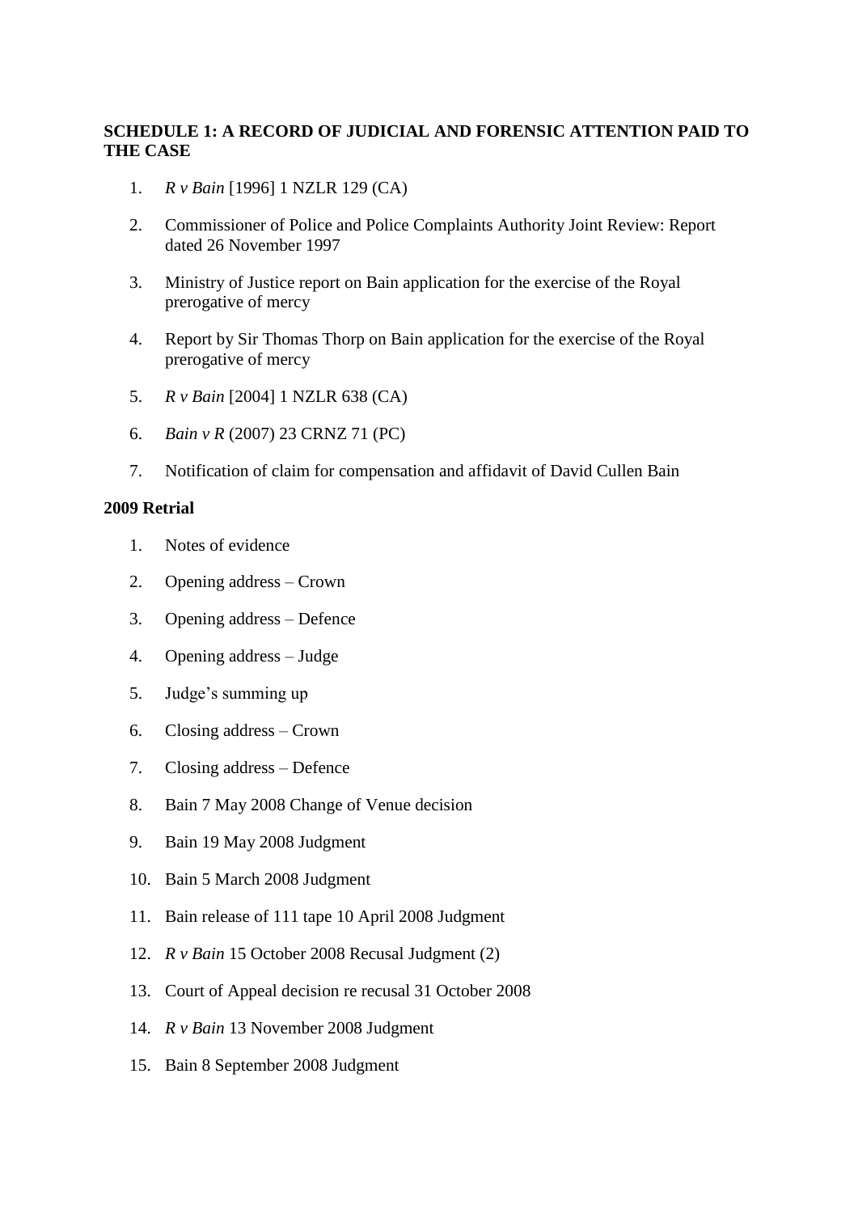## SCHEDULE 1: A RECORD OF JUDICIAL AND FORENSIC ATTENTION PAID TO THE CASE

1. *R v Bain* [1996] 1 NZLR 129 (CA)
2. Commissioner of Police and Police Complaints Authority Joint Review: Report dated 26 November 1997
3. Ministry of Justice report on Bain application for the exercise of the Royal prerogative of mercy
4. Report by Sir Thomas Thorp on Bain application for the exercise of the Royal prerogative of mercy
5. *R v Bain* [2004] 1 NZLR 638 (CA)
6. *Bain v R* (2007) 23 CRNZ 71 (PC)
7. Notification of claim for compensation and affidavit of David Cullen Bain

### 2009 Retrial

1. Notes of evidence
2. Opening address – Crown
3. Opening address – Defence
4. Opening address – Judge
5. Judge's summing up
6. Closing address – Crown
7. Closing address – Defence
8. Bain 7 May 2008 Change of Venue decision
9. Bain 19 May 2008 Judgment
10. Bain 5 March 2008 Judgment
11. Bain release of 111 tape 10 April 2008 Judgment
12. *R v Bain* 15 October 2008 Recusal Judgment (2)
13. Court of Appeal decision re recusal 31 October 2008
14. *R v Bain* 13 November 2008 Judgment
15. Bain 8 September 2008 Judgment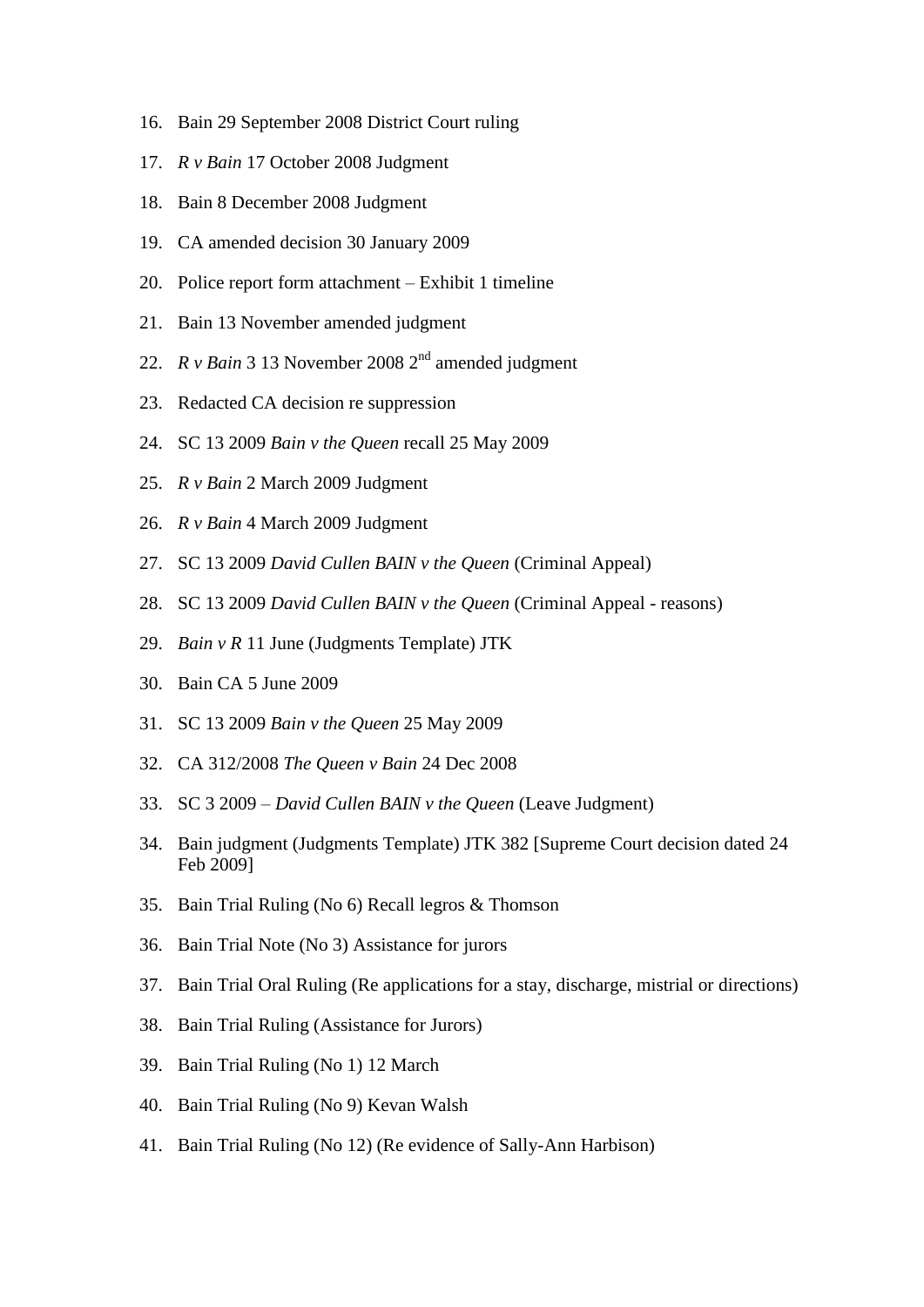16. Bain 29 September 2008 District Court ruling
17. *R v Bain* 17 October 2008 Judgment
18. Bain 8 December 2008 Judgment
19. CA amended decision 30 January 2009
20. Police report form attachment – Exhibit 1 timeline
21. Bain 13 November amended judgment
22. *R v Bain* 3 13 November 2008 2nd amended judgment
23. Redacted CA decision re suppression
24. SC 13 2009 *Bain v the Queen* recall 25 May 2009
25. *R v Bain* 2 March 2009 Judgment
26. *R v Bain* 4 March 2009 Judgment
27. SC 13 2009 *David Cullen BAIN v the Queen* (Criminal Appeal)
28. SC 13 2009 *David Cullen BAIN v the Queen* (Criminal Appeal - reasons)
29. *Bain v R* 11 June (Judgments Template) JTK
30. Bain CA 5 June 2009
31. SC 13 2009 *Bain v the Queen* 25 May 2009
32. CA 312/2008 *The Queen v Bain* 24 Dec 2008
33. SC 3 2009 – *David Cullen BAIN v the Queen* (Leave Judgment)
34. Bain judgment (Judgments Template) JTK 382 [Supreme Court decision dated 24 Feb 2009]
35. Bain Trial Ruling (No 6) Recall legros & Thomson
36. Bain Trial Note (No 3) Assistance for jurors
37. Bain Trial Oral Ruling (Re applications for a stay, discharge, mistrial or directions)
38. Bain Trial Ruling (Assistance for Jurors)
39. Bain Trial Ruling (No 1) 12 March
40. Bain Trial Ruling (No 9) Kevan Walsh
41. Bain Trial Ruling (No 12) (Re evidence of Sally-Ann Harbison)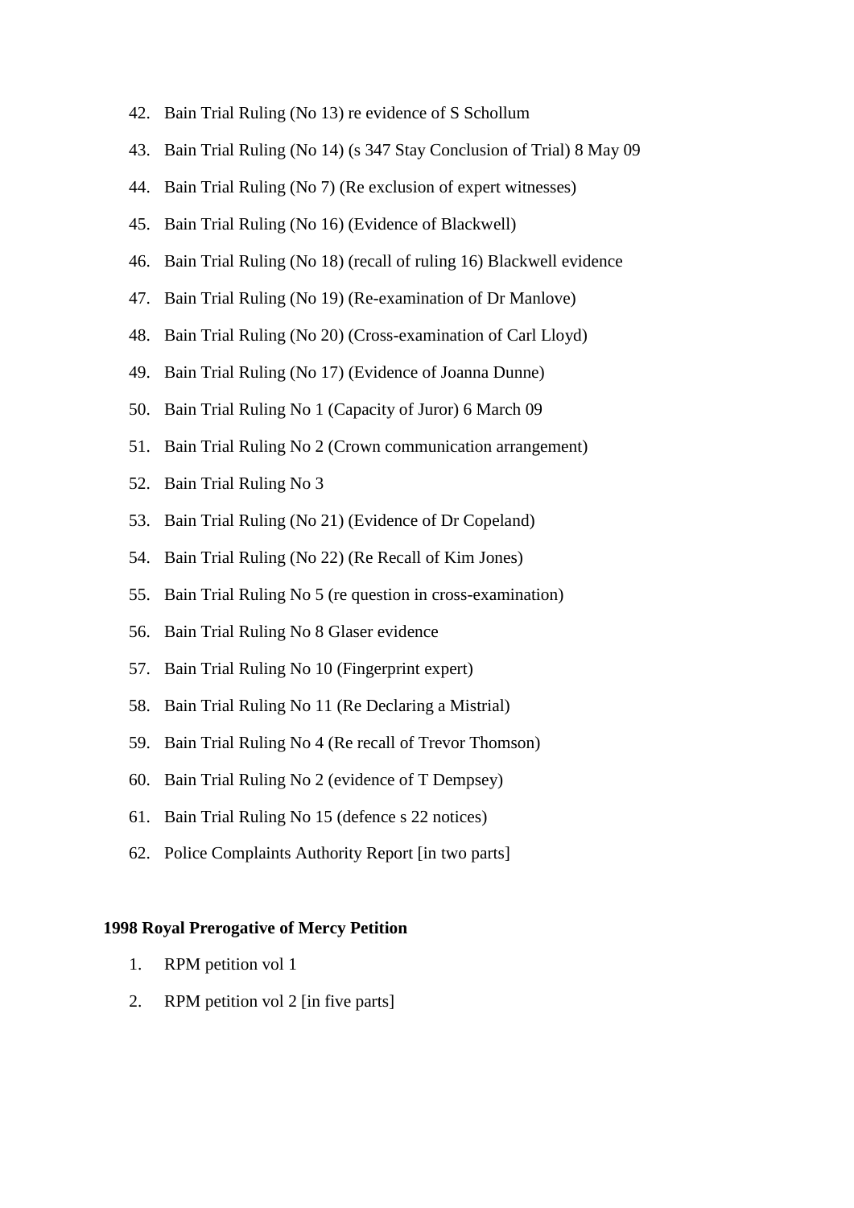42. Bain Trial Ruling (No 13) re evidence of S Schollum
43. Bain Trial Ruling (No 14) (s 347 Stay Conclusion of Trial) 8 May 09
44. Bain Trial Ruling (No 7) (Re exclusion of expert witnesses)
45. Bain Trial Ruling (No 16) (Evidence of Blackwell)
46. Bain Trial Ruling (No 18) (recall of ruling 16) Blackwell evidence
47. Bain Trial Ruling (No 19) (Re-examination of Dr Manlove)
48. Bain Trial Ruling (No 20) (Cross-examination of Carl Lloyd)
49. Bain Trial Ruling (No 17) (Evidence of Joanna Dunne)
50. Bain Trial Ruling No 1 (Capacity of Juror) 6 March 09
51. Bain Trial Ruling No 2 (Crown communication arrangement)
52. Bain Trial Ruling No 3
53. Bain Trial Ruling (No 21) (Evidence of Dr Copeland)
54. Bain Trial Ruling (No 22) (Re Recall of Kim Jones)
55. Bain Trial Ruling No 5 (re question in cross-examination)
56. Bain Trial Ruling No 8 Glaser evidence
57. Bain Trial Ruling No 10 (Fingerprint expert)
58. Bain Trial Ruling No 11 (Re Declaring a Mistrial)
59. Bain Trial Ruling No 4 (Re recall of Trevor Thomson)
60. Bain Trial Ruling No 2 (evidence of T Dempsey)
61. Bain Trial Ruling No 15 (defence s 22 notices)
62. Police Complaints Authority Report [in two parts]

**1998 Royal Prerogative of Mercy Petition**

1. RPM petition vol 1
2. RPM petition vol 2 [in five parts]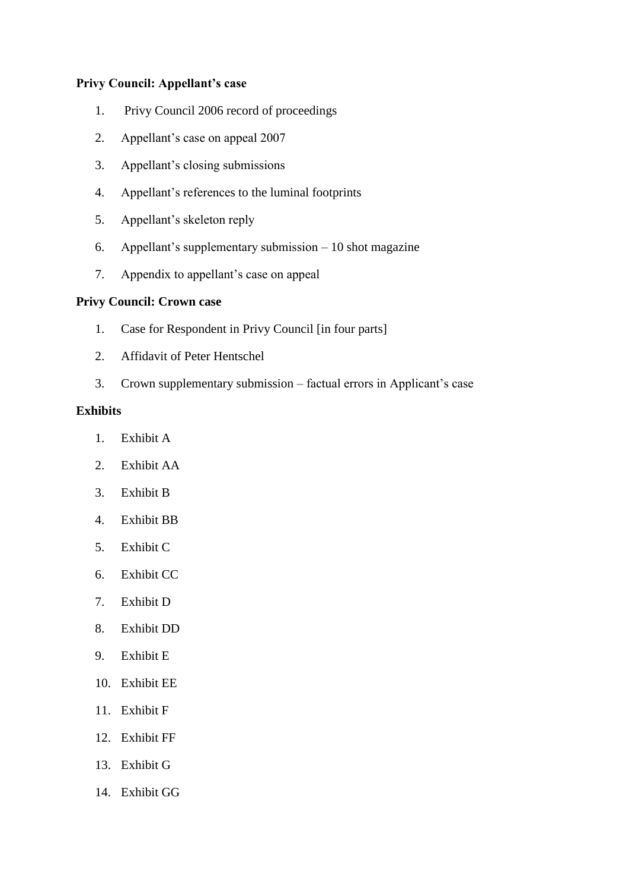**Privy Council: Appellant's case**

1. Privy Council 2006 record of proceedings
2. Appellant's case on appeal 2007
3. Appellant's closing submissions
4. Appellant's references to the luminal footprints
5. Appellant's skeleton reply
6. Appellant's supplementary submission – 10 shot magazine
7. Appendix to appellant's case on appeal

**Privy Council: Crown case**

1. Case for Respondent in Privy Council [in four parts]
2. Affidavit of Peter Hentschel
3. Crown supplementary submission – factual errors in Applicant's case

**Exhibits**

1. Exhibit A
2. Exhibit AA
3. Exhibit B
4. Exhibit BB
5. Exhibit C
6. Exhibit CC
7. Exhibit D
8. Exhibit DD
9. Exhibit E
10. Exhibit EE
11. Exhibit F
12. Exhibit FF
13. Exhibit G
14. Exhibit GG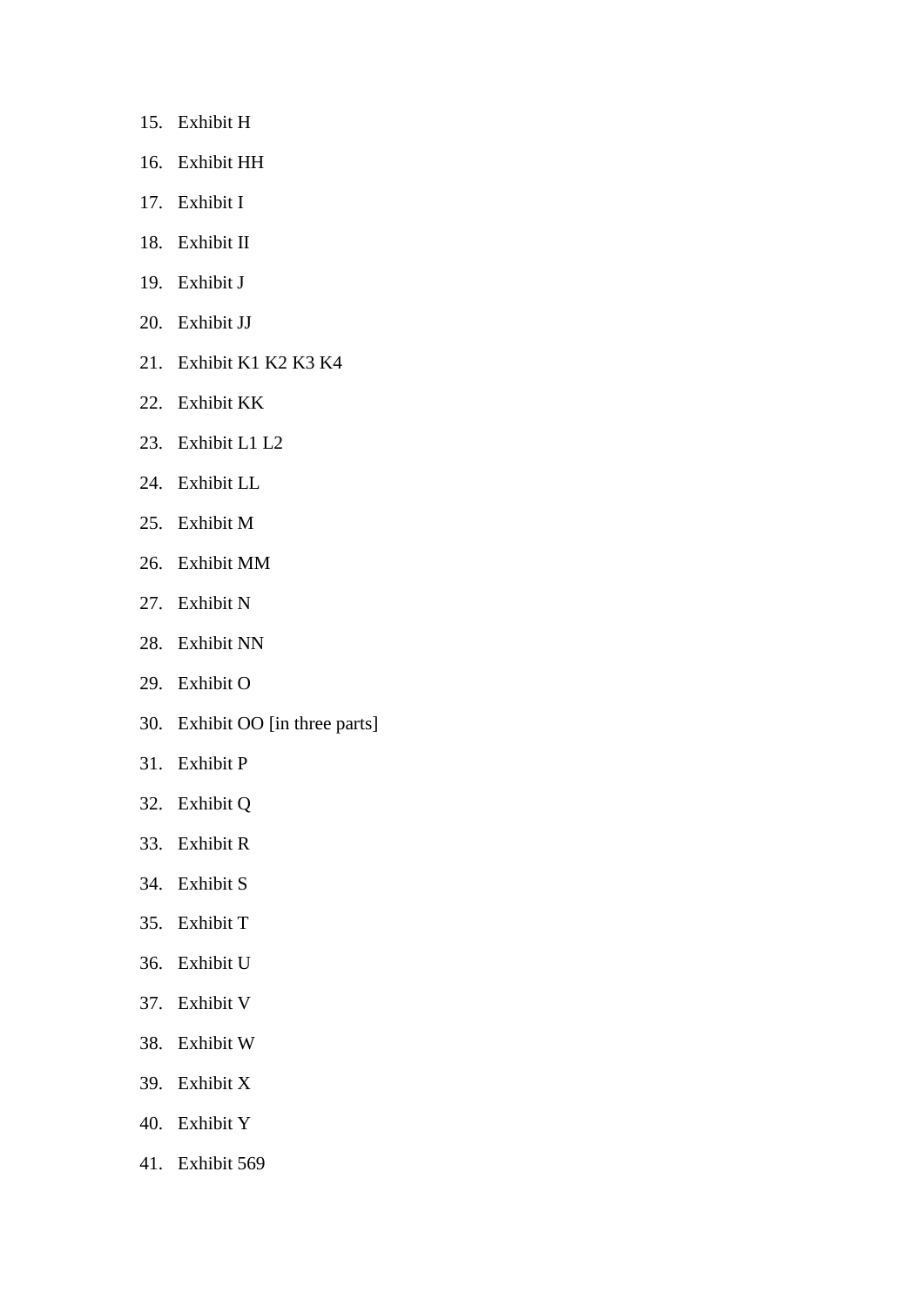15. Exhibit H
16. Exhibit HH
17. Exhibit I
18. Exhibit II
19. Exhibit J
20. Exhibit JJ
21. Exhibit K1 K2 K3 K4
22. Exhibit KK
23. Exhibit L1 L2
24. Exhibit LL
25. Exhibit M
26. Exhibit MM
27. Exhibit N
28. Exhibit NN
29. Exhibit O
30. Exhibit OO [in three parts]
31. Exhibit P
32. Exhibit Q
33. Exhibit R
34. Exhibit S
35. Exhibit T
36. Exhibit U
37. Exhibit V
38. Exhibit W
39. Exhibit X
40. Exhibit Y
41. Exhibit 569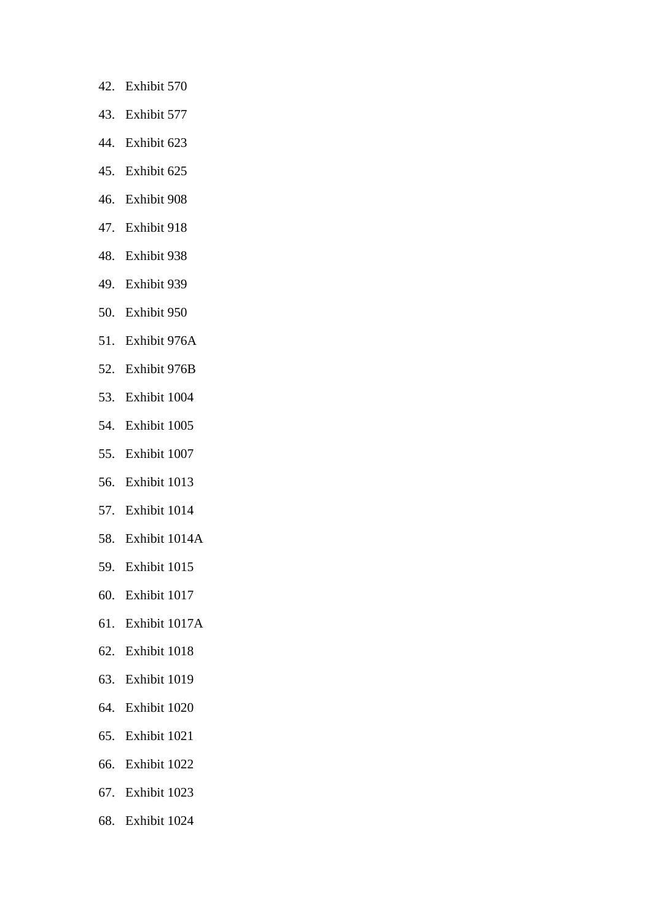42. Exhibit 570
43. Exhibit 577
44. Exhibit 623
45. Exhibit 625
46. Exhibit 908
47. Exhibit 918
48. Exhibit 938
49. Exhibit 939
50. Exhibit 950
51. Exhibit 976A
52. Exhibit 976B
53. Exhibit 1004
54. Exhibit 1005
55. Exhibit 1007
56. Exhibit 1013
57. Exhibit 1014
58. Exhibit 1014A
59. Exhibit 1015
60. Exhibit 1017
61. Exhibit 1017A
62. Exhibit 1018
63. Exhibit 1019
64. Exhibit 1020
65. Exhibit 1021
66. Exhibit 1022
67. Exhibit 1023
68. Exhibit 1024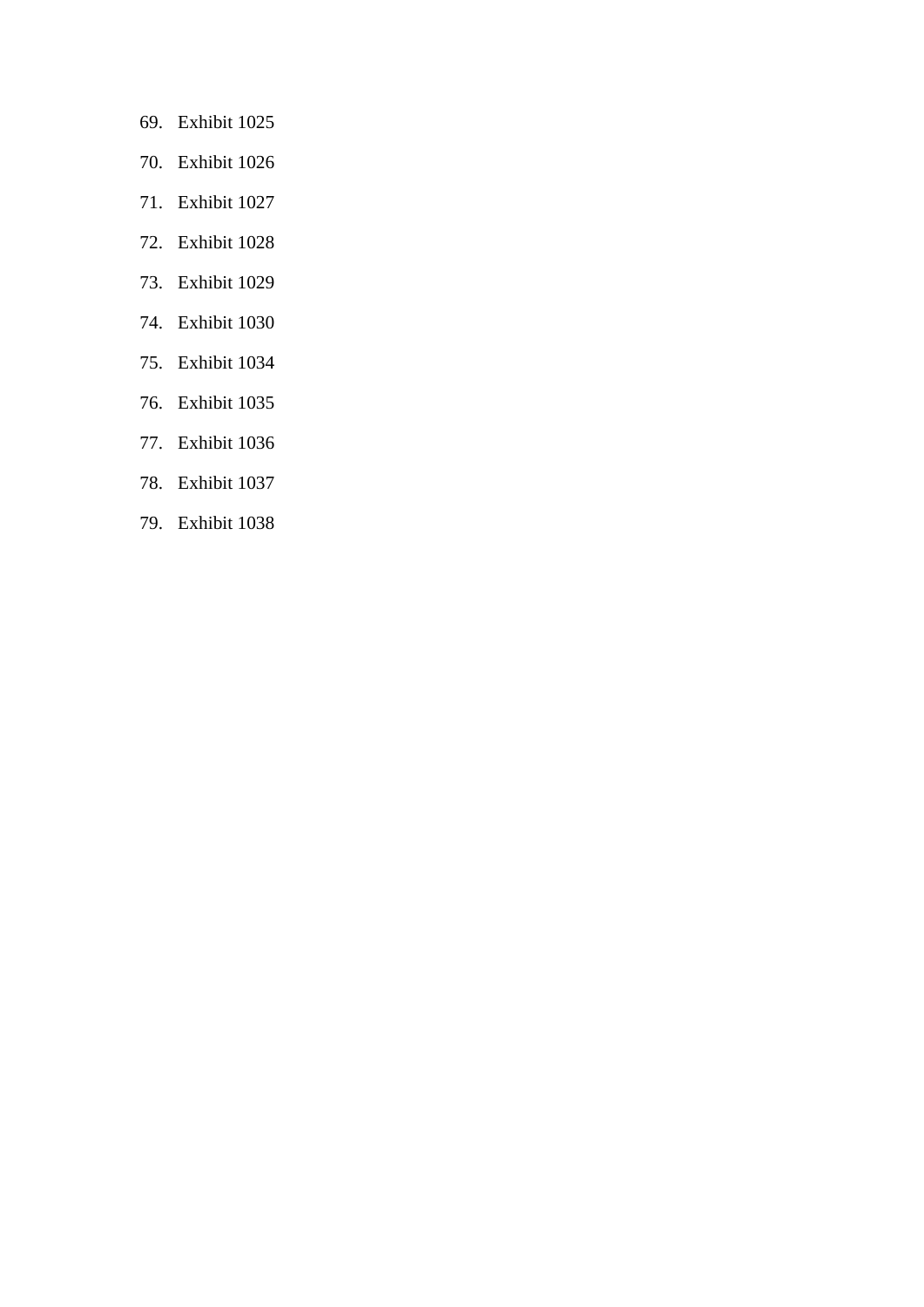69. Exhibit 1025
70. Exhibit 1026
71. Exhibit 1027
72. Exhibit 1028
73. Exhibit 1029
74. Exhibit 1030
75. Exhibit 1034
76. Exhibit 1035
77. Exhibit 1036
78. Exhibit 1037
79. Exhibit 1038